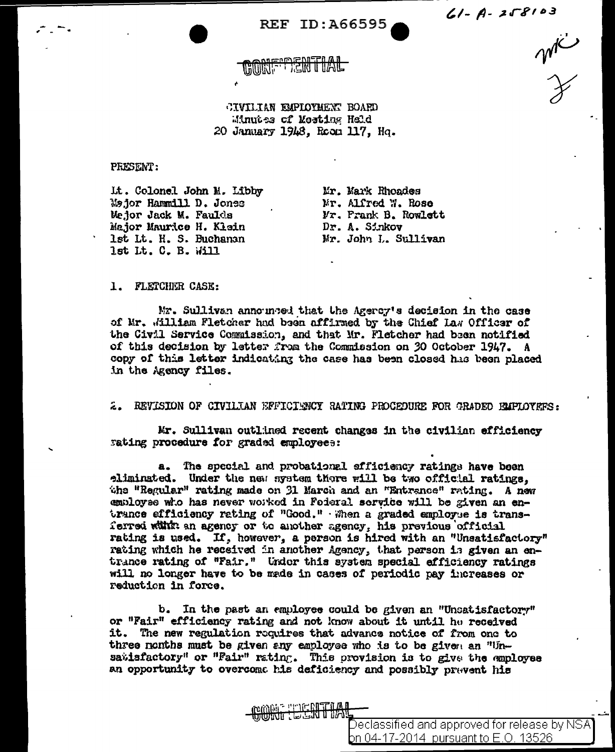REF ID:A66595

61-A-258103

CONFIDENTIAL

CIVILIAN EMPLOYMENT BOARD
Minutes of Meeting Held
20 January 1948, Room 117, Hq.

PRESENT:

Lt. Colonel John M. Libby
Major Hammill D. Jones
Major Jack M. Faulds
Major Maurice H. Klein
1st Lt. H. S. Buchanan
1st Lt. C. B. Will

Mr. Mark Rhoades
Mr. Alfred W. Rose
Mr. Frank B. Rowlett
Dr. A. Sinkov
Mr. John L. Sullivan

1. FLETCHER CASE:

Mr. Sullivan announced that the Agency's decision in the case of Mr. William Fletcher had been affirmed by the Chief Law Officer of the Civil Service Commission, and that Mr. Fletcher had been notified of this decision by letter from the Commission on 30 October 1947. A copy of this letter indicating the case has been closed has been placed in the Agency files.

2. REVISION OF CIVILIAN EFFICIENCY RATING PROCEDURE FOR GRADED EMPLOYEES:

Mr. Sullivan outlined recent changes in the civilian efficiency rating procedure for graded employees:

a. The special and probational efficiency ratings have been eliminated. Under the new system there will be two official ratings, the "Regular" rating made on 31 March and an "Entrance" rating. A new employee who has never worked in Federal service will be given an entrance efficiency rating of "Good." When a graded employee is transferred within an agency or to another agency, his previous official rating is used. If, however, a person is hired with an "Unsatisfactory" rating which he received in another Agency, that person is given an entrance rating of "Fair." Under this system special efficiency ratings will no longer have to be made in cases of periodic pay increases or reduction in force.

b. In the past an employee could be given an "Unsatisfactory" or "Fair" efficiency rating and not know about it until he received it. The new regulation requires that advance notice of from one to three months must be given any employee who is to be given an "Unsatisfactory" or "Fair" rating. This provision is to give the employee an opportunity to overcome his deficiency and possibly prevent his

CONFIDENTIAL

Declassified and approved for release by NSA on 04-17-2014 pursuant to E.O. 13526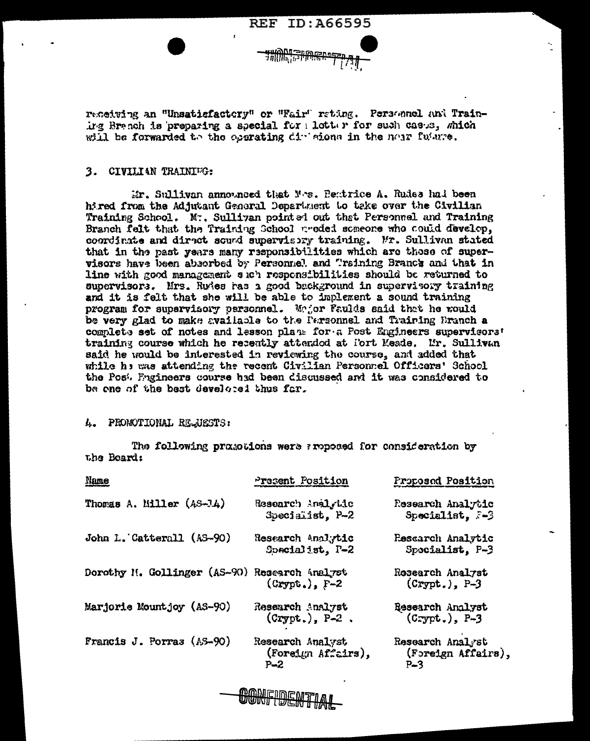receiving an "Unsatisfactory" or "Fair" rating. Personnel and Training Branch is preparing a special form letter for such cases, which will be forwarded to the operating divisions in the near future.

3. CIVILIAN TRAINING:

Mr. Sullivan announced that Mrs. Beatrice A. Rudes had been hired from the Adjutant General Department to take over the Civilian Training School. Mr. Sullivan pointed out that Personnel and Training Branch felt that the Training School needed someone who could develop, coordinate and direct sound supervisory training. Mr. Sullivan stated that in the past years many responsibilities which are those of supervisors have been absorbed by Personnel and Training Branch and that in line with good management such responsibilities should be returned to supervisors. Mrs. Rudes has a good background in supervisory training and it is felt that she will be able to implement a sound training program for supervisory personnel. Major Faulds said that he would be very glad to make available to the Personnel and Training Branch a complete set of notes and lesson plans for a Post Engineers supervisors' training course which he recently attended at Fort Meade. Mr. Sullivan said he would be interested in reviewing the course, and added that while he was attending the recent Civilian Personnel Officers' School the Post Engineers course had been discussed and it was considered to be one of the best developed thus far.

4. PROMOTIONAL REQUESTS:

The following promotions were proposed for consideration by the Board:

| Name | Present Position | Proposed Position |
|---|---|---|
| Thomas A. Miller (AS-34) | Research Analytic Specialist, P-2 | Research Analytic Specialist, P-3 |
| John L. Catterall (AS-90) | Research Analytic Specialist, P-2 | Research Analytic Specialist, P-3 |
| Dorothy M. Gollinger (AS-90) | Research Analyst (Crypt.), P-2 | Research Analyst (Crypt.), P-3 |
| Marjorie Mountjoy (AS-90) | Research Analyst (Crypt.), P-2 | Research Analyst (Crypt.), P-3 |
| Francis J. Porras (AS-90) | Research Analyst (Foreign Affairs), P-2 | Research Analyst (Foreign Affairs), P-3 |

CONFIDENTIAL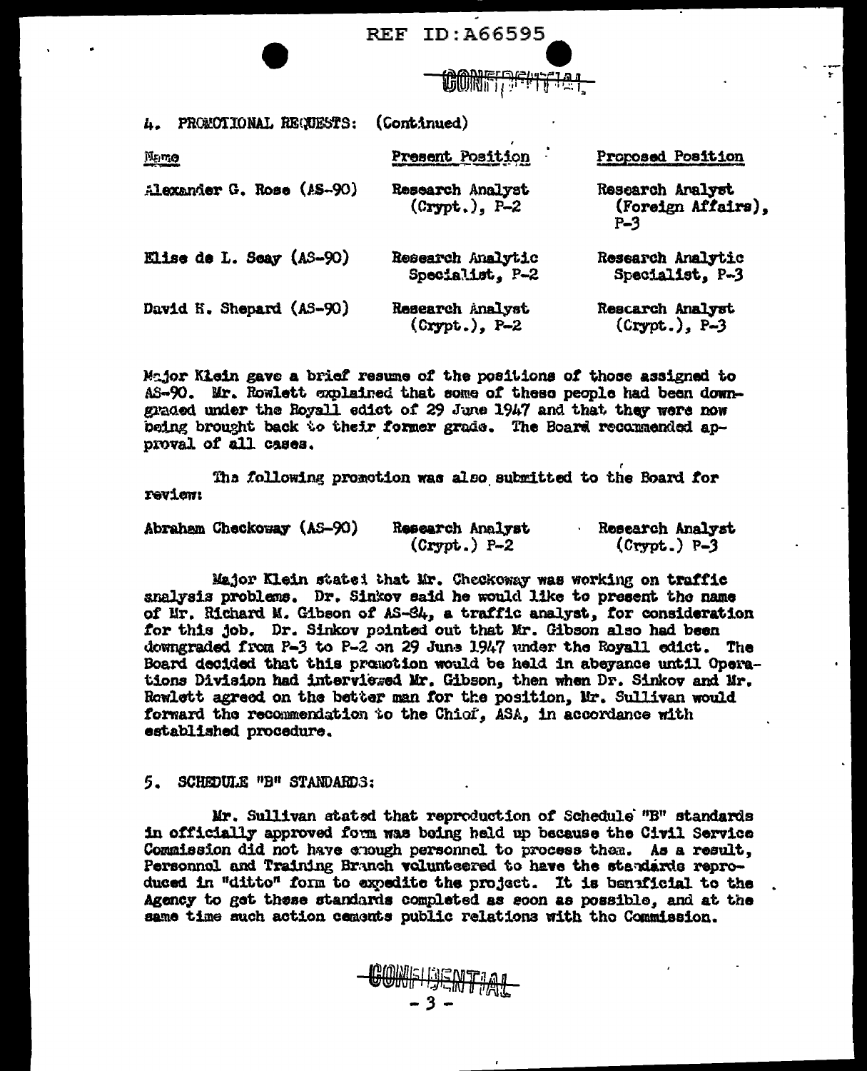4. PROMOTIONAL REQUESTS: (Continued)

| Name | Present Position | Proposed Position |
|---|---|---|
| Alexander G. Rose (AS-90) | Research Analyst (Crypt.), P-2 | Research Analyst (Foreign Affairs), P-3 |
| Elise de L. Seay (AS-90) | Research Analytic Specialist, P-2 | Research Analytic Specialist, P-3 |
| David H. Shepard (AS-90) | Research Analyst (Crypt.), P-2 | Research Analyst (Crypt.), P-3 |

Major Klein gave a brief resume of the positions of those assigned to AS-90. Mr. Rowlett explained that some of these people had been downgraded under the Royall edict of 29 June 1947 and that they were now being brought back to their former grade. The Board recommended approval of all cases.

The following promotion was also submitted to the Board for review:

| Name | Present Position | Proposed Position |
|---|---|---|
| Abraham Checkoway (AS-90) | Research Analyst (Crypt.) P-2 | Research Analyst (Crypt.) P-3 |

Major Klein stated that Mr. Checkoway was working on traffic analysis problems. Dr. Sinkov said he would like to present the name of Mr. Richard M. Gibson of AS-84, a traffic analyst, for consideration for this job. Dr. Sinkov pointed out that Mr. Gibson also had been downgraded from P-3 to P-2 on 29 June 1947 under the Royall edict. The Board decided that this promotion would be held in abeyance until Operations Division had interviewed Mr. Gibson, then when Dr. Sinkov and Mr. Rowlett agreed on the better man for the position, Mr. Sullivan would forward the recommendation to the Chief, ASA, in accordance with established procedure.

5. SCHEDULE "B" STANDARDS:

Mr. Sullivan stated that reproduction of Schedule "B" standards in officially approved form was being held up because the Civil Service Commission did not have enough personnel to process them. As a result, Personnel and Training Branch volunteered to have the standards reproduced in "ditto" form to expedite the project. It is beneficial to the Agency to get these standards completed as soon as possible, and at the same time such action cements public relations with the Commission.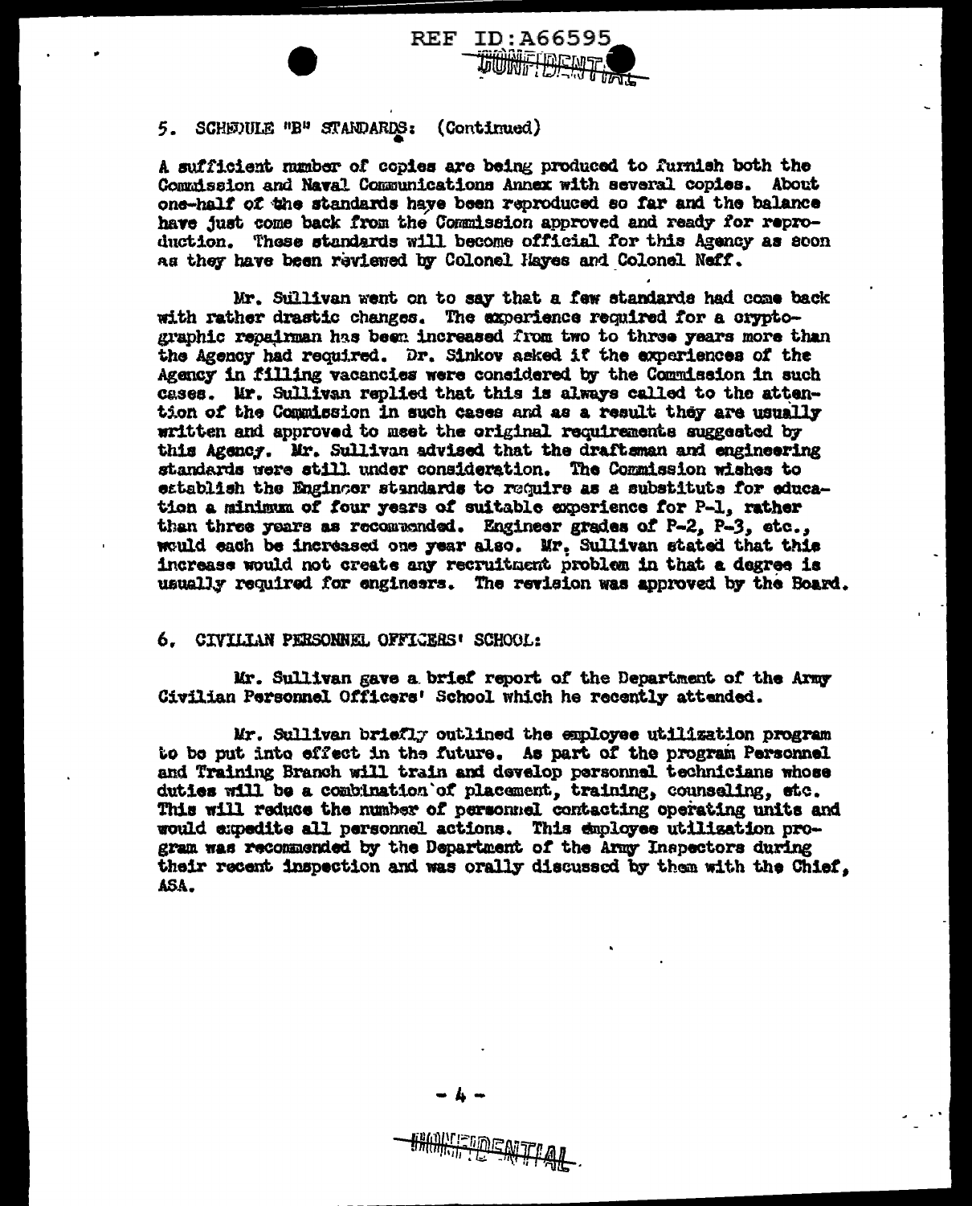5. SCHEDULE "B" STANDARDS: (Continued)

A sufficient number of copies are being produced to furnish both the Commission and Naval Communications Annex with several copies. About one-half of the standards have been reproduced so far and the balance have just come back from the Commission approved and ready for reproduction. These standards will become official for this Agency as soon as they have been reviewed by Colonel Hayes and Colonel Neff.

Mr. Sullivan went on to say that a few standards had come back with rather drastic changes. The experience required for a cryptographic repairman has been increased from two to three years more than the Agency had required. Dr. Sinkov asked if the experiences of the Agency in filling vacancies were considered by the Commission in such cases. Mr. Sullivan replied that this is always called to the attention of the Commission in such cases and as a result they are usually written and approved to meet the original requirements suggested by this Agency. Mr. Sullivan advised that the draftsman and engineering standards were still under consideration. The Commission wishes to establish the Engineer standards to require as a substitute for education a minimum of four years of suitable experience for P-1, rather than three years as recommended. Engineer grades of P-2, P-3, etc., would each be increased one year also. Mr. Sullivan stated that this increase would not create any recruitment problem in that a degree is usually required for engineers. The revision was approved by the Board.

6. CIVILIAN PERSONNEL OFFICERS' SCHOOL:

Mr. Sullivan gave a brief report of the Department of the Army Civilian Personnel Officers' School which he recently attended.

Mr. Sullivan briefly outlined the employee utilization program to be put into effect in the future. As part of the program Personnel and Training Branch will train and develop personnel technicians whose duties will be a combination of placement, training, counseling, etc. This will reduce the number of personnel contacting operating units and would expedite all personnel actions. This employee utilization program was recommended by the Department of the Army Inspectors during their recent inspection and was orally discussed by them with the Chief, ASA.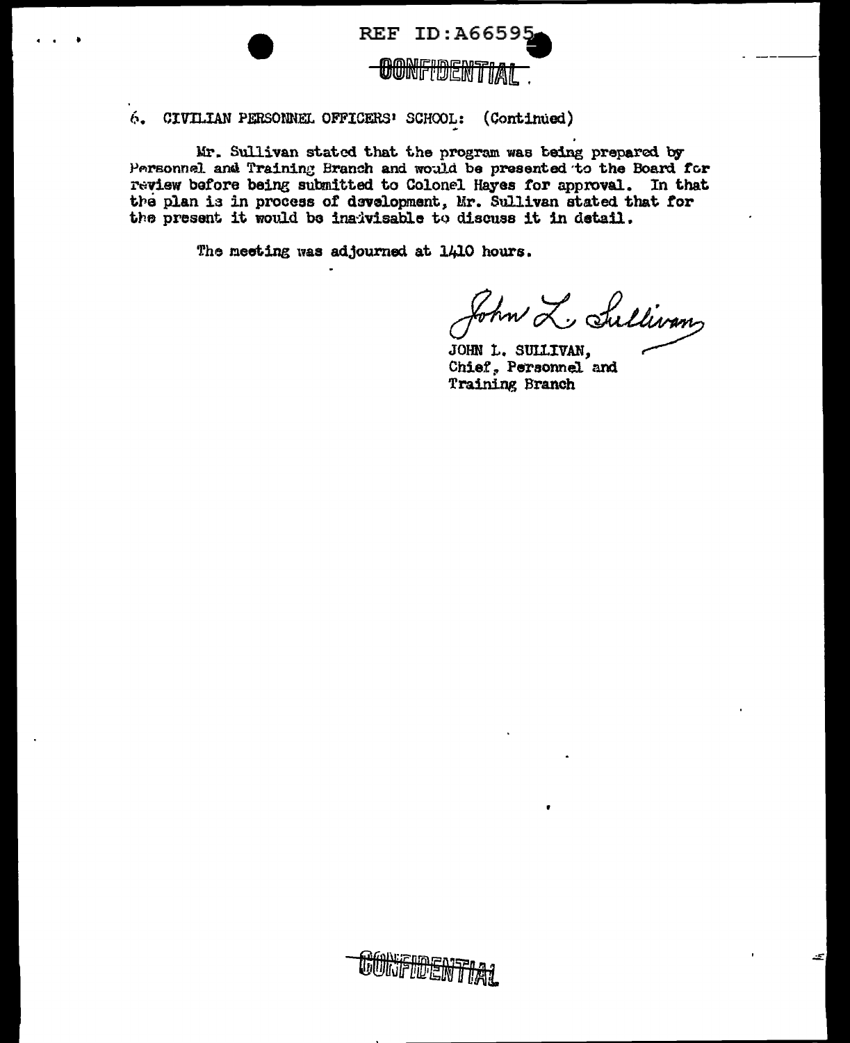6. CIVILIAN PERSONNEL OFFICERS' SCHOOL: (Continued)

Mr. Sullivan stated that the program was being prepared by Personnel and Training Branch and would be presented to the Board for review before being submitted to Colonel Hayes for approval. In that the plan is in process of development, Mr. Sullivan stated that for the present it would be inadvisable to discuss it in detail.

The meeting was adjourned at 1410 hours.

John L. Sullivan

JOHN L. SULLIVAN,
Chief, Personnel and
Training Branch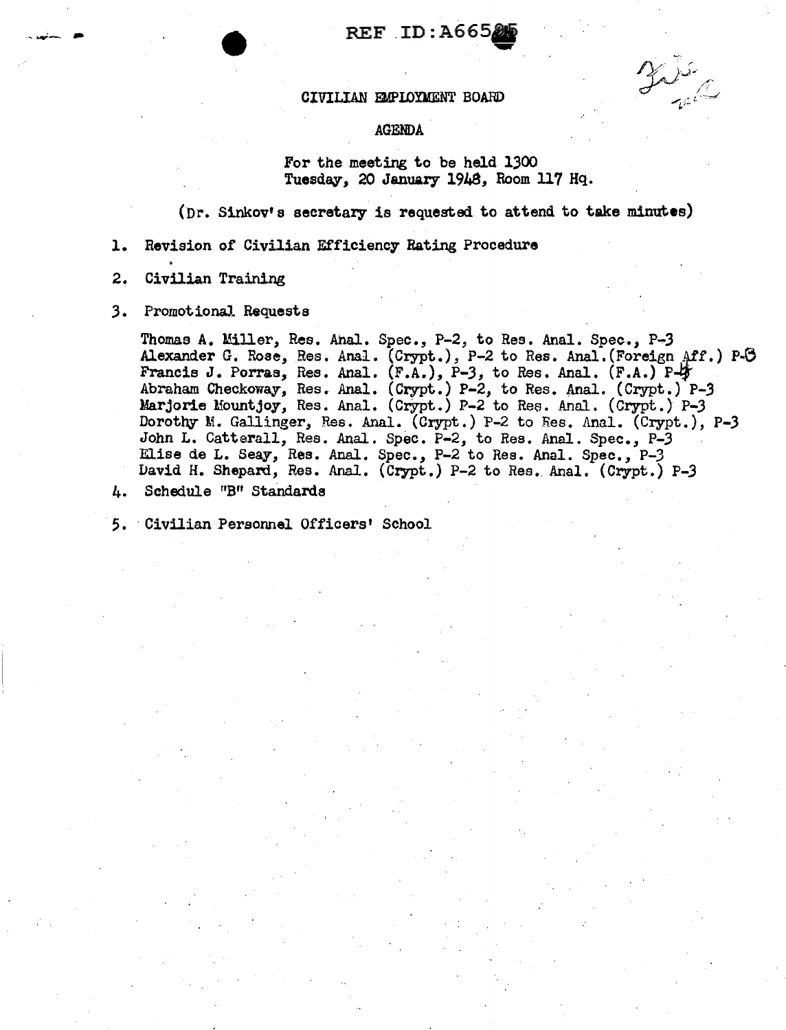REF ID:A66585

## CIVILIAN EMPLOYMENT BOARD

### AGENDA

For the meeting to be held 1300
Tuesday, 20 January 1948, Room 117 Hq.

(Dr. Sinkov's secretary is requested to attend to take minutes)

1. Revision of Civilian Efficiency Rating Procedure

2. Civilian Training

3. Promotional Requests

   Thomas A. Miller, Res. Anal. Spec., P-2, to Res. Anal. Spec., P-3
   Alexander G. Rose, Res. Anal. (Crypt.), P-2 to Res. Anal. (Foreign Aff.) P-3
   Francis J. Porras, Res. Anal. (F.A.), P-3, to Res. Anal. (F.A.) P-4
   Abraham Checkoway, Res. Anal. (Crypt.) P-2, to Res. Anal. (Crypt.) P-3
   Marjorie Mountjoy, Res. Anal. (Crypt.) P-2 to Res. Anal. (Crypt.) P-3
   Dorothy M. Gallinger, Res. Anal. (Crypt.) P-2 to Res. Anal. (Crypt.), P-3
   John L. Catterall, Res. Anal. Spec. P-2, to Res. Anal. Spec., P-3
   Elise de L. Seay, Res. Anal. Spec., P-2 to Res. Anal. Spec., P-3
   David H. Shepard, Res. Anal. (Crypt.) P-2 to Res. Anal. (Crypt.) P-3

4. Schedule "B" Standards

5. Civilian Personnel Officers' School